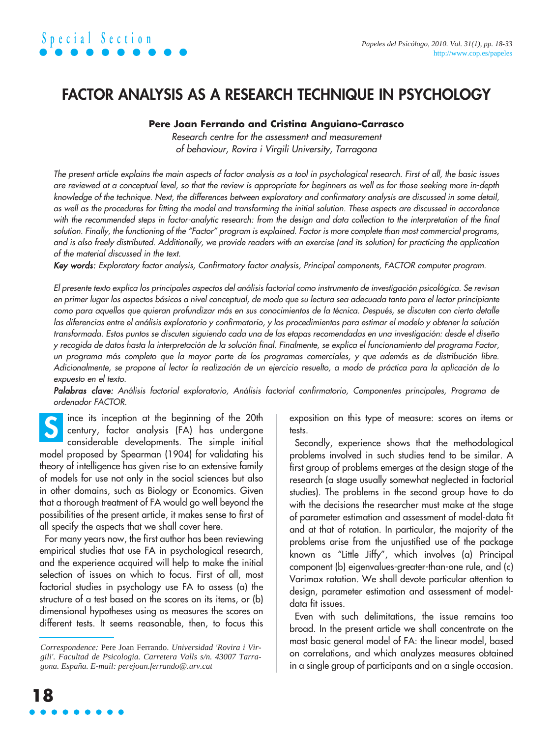# FACTOR ANALYSIS AS A RESEARCH TECHNIQUE IN PSYCHOLOGY

**Pere Joan Ferrando and Cristina Anguiano-Carrasco**

*Research centre for the assessment and measurement of behaviour, Rovira i Virgili University, Tarragona*

*The present article explains the main aspects of factor analysis as a tool in psychological research. First of all, the basic issues are reviewed at a conceptual level, so that the review is appropriate for beginners as well as for those seeking more in-depth knowledge of the technique. Next, the differences between exploratory and confirmatory analysis are discussed in some detail, as well as the procedures for fitting the model and transforming the initial solution. These aspects are discussed in accordance with the recommended steps in factor-analytic research: from the design and data collection to the interpretation of the final solution. Finally, the functioning of the "Factor" program is explained. Factor is more complete than most commercial programs, and is also freely distributed. Additionally, we provide readers with an exercise (and its solution) for practicing the application of the material discussed in the text.*

***Key words:*** *Exploratory factor analysis, Confirmatory factor analysis, Principal components, FACTOR computer program.*

*El presente texto explica los principales aspectos del análisis factorial como instrumento de investigación psicológica. Se revisan en primer lugar los aspectos básicos a nivel conceptual, de modo que su lectura sea adecuada tanto para el lector principiante como para aquellos que quieran profundizar más en sus conocimientos de la técnica. Después, se discuten con cierto detalle las diferencias entre el análisis exploratorio y confirmatorio, y los procedimientos para estimar el modelo y obtener la solución transformada. Estos puntos se discuten siguiendo cada una de las etapas recomendadas en una investigación: desde el diseño y recogida de datos hasta la interpretación de la solución final. Finalmente, se explica el funcionamiento del programa Factor, un programa más completo que la mayor parte de los programas comerciales, y que además es de distribución libre. Adicionalmente, se propone al lector la realización de un ejercicio resuelto, a modo de práctica para la aplicación de lo expuesto en el texto.*

***Palabras clave:*** *Análisis factorial exploratorio, Análisis factorial confirmatorio, Componentes principales, Programa de ordenador FACTOR.*

Since its inception at the beginning of the 20th century, factor analysis (FA) has undergone considerable developments. The simple initial model proposed by Spearman (1904) for validating his theory of intelligence has given rise to an extensive family of models for use not only in the social sciences but also in other domains, such as Biology or Economics. Given that a thorough treatment of FA would go well beyond the possibilities of the present article, it makes sense to first of all specify the aspects that we shall cover here.

For many years now, the first author has been reviewing empirical studies that use FA in psychological research, and the experience acquired will help to make the initial selection of issues on which to focus. First of all, most factorial studies in psychology use FA to assess (a) the structure of a test based on the scores on its items, or (b) dimensional hypotheses using as measures the scores on different tests. It seems reasonable, then, to focus this exposition on this type of measure: scores on items or tests.

Secondly, experience shows that the methodological problems involved in such studies tend to be similar. A first group of problems emerges at the design stage of the research (a stage usually somewhat neglected in factorial studies). The problems in the second group have to do with the decisions the researcher must make at the stage of parameter estimation and assessment of model-data fit and at that of rotation. In particular, the majority of the problems arise from the unjustified use of the package known as "Little Jiffy", which involves (a) Principal component (b) eigenvalues-greater-than-one rule, and (c) Varimax rotation. We shall devote particular attention to design, parameter estimation and assessment of model-data fit issues.

Even with such delimitations, the issue remains too broad. In the present article we shall concentrate on the most basic general model of FA: the linear model, based on correlations, and which analyzes measures obtained in a single group of participants and on a single occasion.

*Correspondence:* Pere Joan Ferrando. *Universidad 'Rovira i Virgili'. Facultad de Psicologia. Carretera Valls s/n. 43007 Tarragona. España. E-mail: perejoan.ferrando@urv.cat*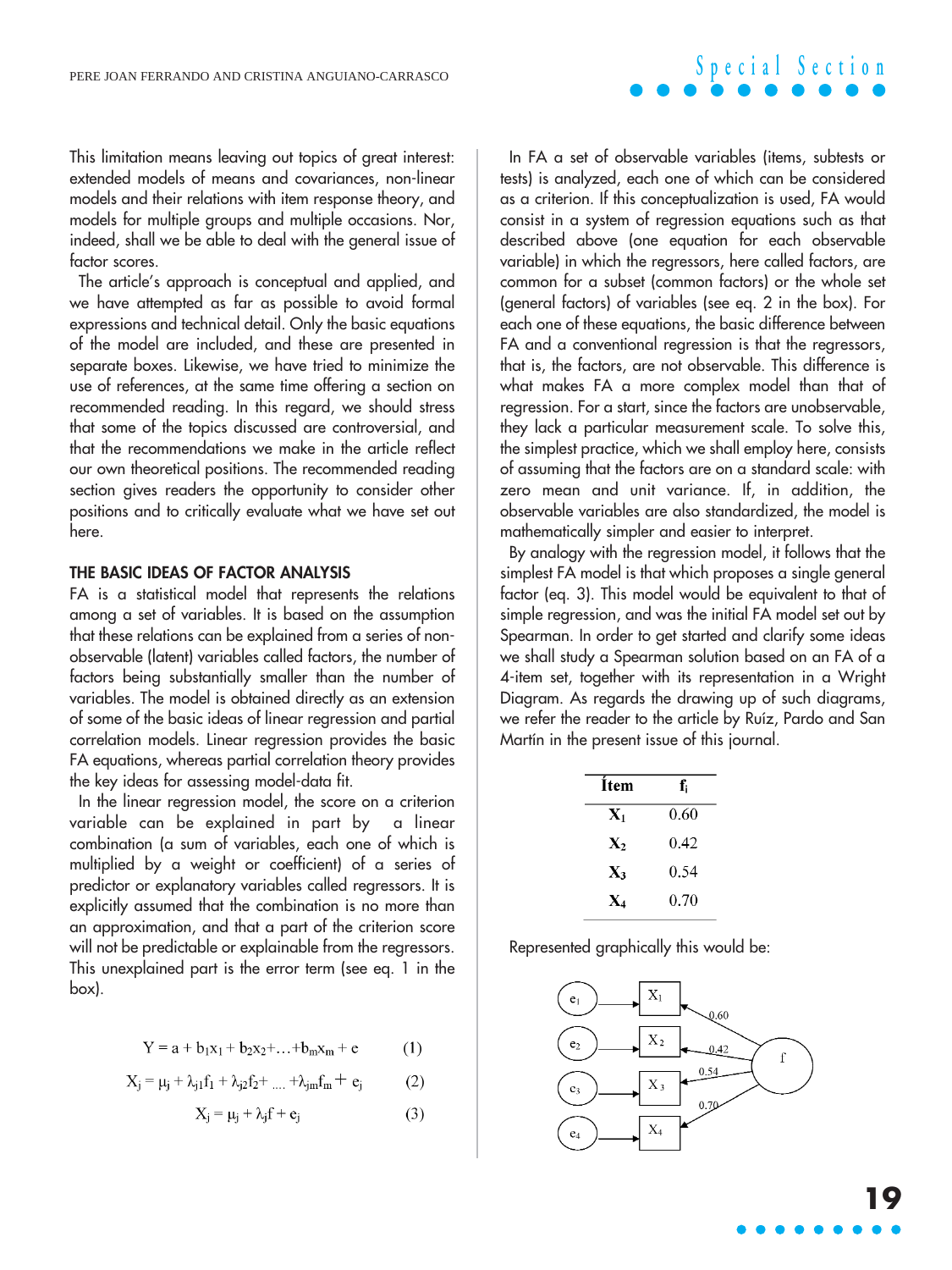This limitation means leaving out topics of great interest: extended models of means and covariances, non-linear models and their relations with item response theory, and models for multiple groups and multiple occasions. Nor, indeed, shall we be able to deal with the general issue of factor scores.

The article's approach is conceptual and applied, and we have attempted as far as possible to avoid formal expressions and technical detail. Only the basic equations of the model are included, and these are presented in separate boxes. Likewise, we have tried to minimize the use of references, at the same time offering a section on recommended reading. In this regard, we should stress that some of the topics discussed are controversial, and that the recommendations we make in the article reflect our own theoretical positions. The recommended reading section gives readers the opportunity to consider other positions and to critically evaluate what we have set out here.

## THE BASIC IDEAS OF FACTOR ANALYSIS

FA is a statistical model that represents the relations among a set of variables. It is based on the assumption that these relations can be explained from a series of non-observable (latent) variables called factors, the number of factors being substantially smaller than the number of variables. The model is obtained directly as an extension of some of the basic ideas of linear regression and partial correlation models. Linear regression provides the basic FA equations, whereas partial correlation theory provides the key ideas for assessing model-data fit.

In the linear regression model, the score on a criterion variable can be explained in part by a linear combination (a sum of variables, each one of which is multiplied by a weight or coefficient) of a series of predictor or explanatory variables called regressors. It is explicitly assumed that the combination is no more than an approximation, and that a part of the criterion score will not be predictable or explainable from the regressors. This unexplained part is the error term (see eq. 1 in the box).

$$Y = a + b_1x_1 + b_2x_2 + \ldots + b_mx_m + e \qquad (1)$$

$$X_j = \mu_j + \lambda_{j1}f_1 + \lambda_{j2}f_2 + \ldots + \lambda_{jm}f_m + e_j \qquad (2)$$

$$X_j = \mu_j + \lambda_j f + e_j \qquad (3)$$

In FA a set of observable variables (items, subtests or tests) is analyzed, each one of which can be considered as a criterion. If this conceptualization is used, FA would consist in a system of regression equations such as that described above (one equation for each observable variable) in which the regressors, here called factors, are common for a subset (common factors) or the whole set (general factors) of variables (see eq. 2 in the box). For each one of these equations, the basic difference between FA and a conventional regression is that the regressors, that is, the factors, are not observable. This difference is what makes FA a more complex model than that of regression. For a start, since the factors are unobservable, they lack a particular measurement scale. To solve this, the simplest practice, which we shall employ here, consists of assuming that the factors are on a standard scale: with zero mean and unit variance. If, in addition, the observable variables are also standardized, the model is mathematically simpler and easier to interpret.

By analogy with the regression model, it follows that the simplest FA model is that which proposes a single general factor (eq. 3). This model would be equivalent to that of simple regression, and was the initial FA model set out by Spearman. In order to get started and clarify some ideas we shall study a Spearman solution based on an FA of a 4-item set, together with its representation in a Wright Diagram. As regards the drawing up of such diagrams, we refer the reader to the article by Ruíz, Pardo and San Martín in the present issue of this journal.

| Ítem | $f_i$ |
|---|---|
| $X_1$ | 0.60 |
| $X_2$ | 0.42 |
| $X_3$ | 0.54 |
| $X_4$ | 0.70 |

Represented graphically this would be: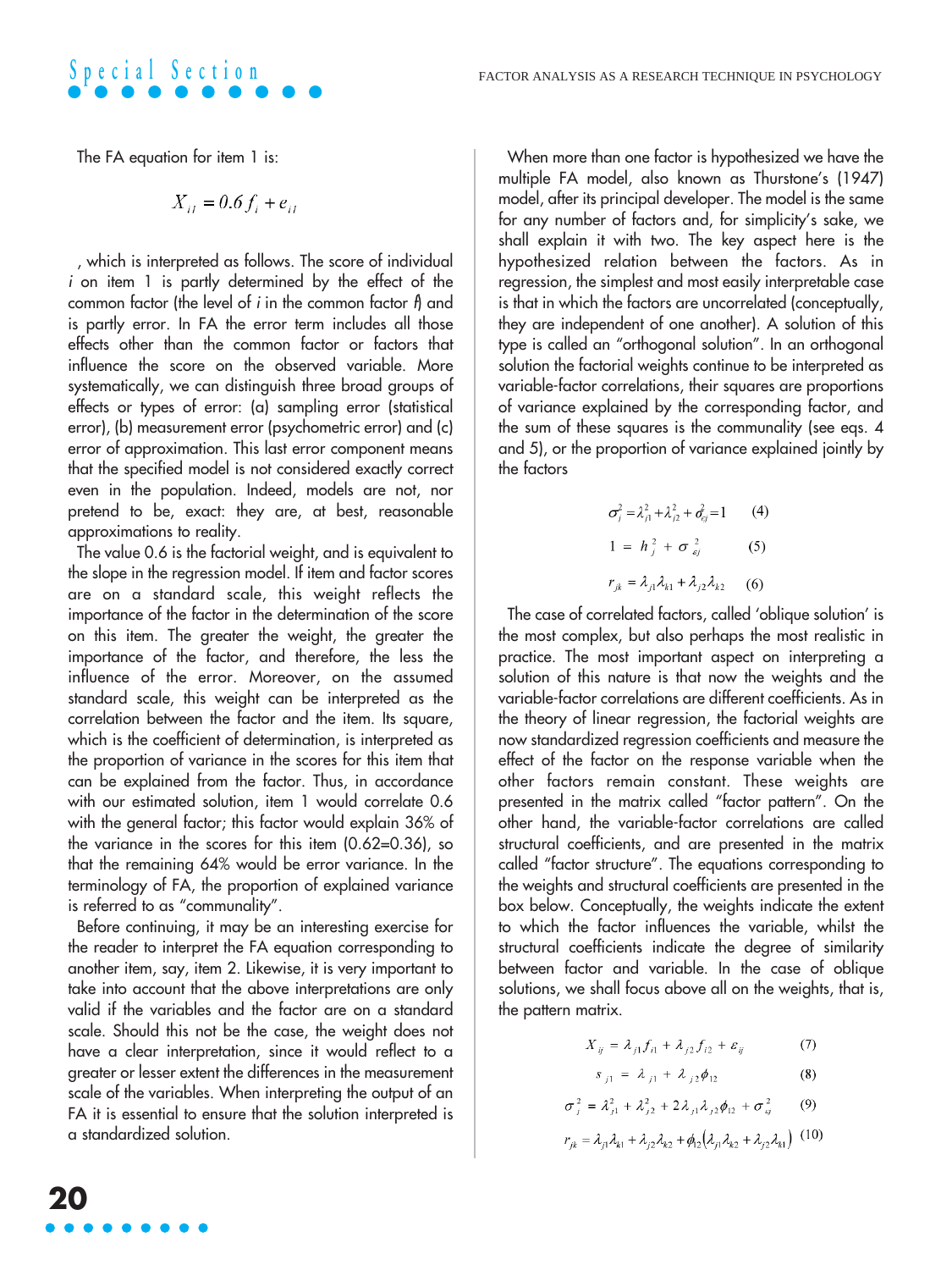The FA equation for item 1 is:

$$X_{i1} = 0.6 f_i + e_{i1}$$

, which is interpreted as follows. The score of individual *i* on item 1 is partly determined by the effect of the common factor (the level of *i* in the common factor *f*) and is partly error. In FA the error term includes all those effects other than the common factor or factors that influence the score on the observed variable. More systematically, we can distinguish three broad groups of effects or types of error: (a) sampling error (statistical error), (b) measurement error (psychometric error) and (c) error of approximation. This last error component means that the specified model is not considered exactly correct even in the population. Indeed, models are not, nor pretend to be, exact: they are, at best, reasonable approximations to reality.

The value 0.6 is the factorial weight, and is equivalent to the slope in the regression model. If item and factor scores are on a standard scale, this weight reflects the importance of the factor in the determination of the score on this item. The greater the weight, the greater the importance of the factor, and therefore, the less the influence of the error. Moreover, on the assumed standard scale, this weight can be interpreted as the correlation between the factor and the item. Its square, which is the coefficient of determination, is interpreted as the proportion of variance in the scores for this item that can be explained from the factor. Thus, in accordance with our estimated solution, item 1 would correlate 0.6 with the general factor; this factor would explain 36% of the variance in the scores for this item (0.62=0.36), so that the remaining 64% would be error variance. In the terminology of FA, the proportion of explained variance is referred to as "communality".

Before continuing, it may be an interesting exercise for the reader to interpret the FA equation corresponding to another item, say, item 2. Likewise, it is very important to take into account that the above interpretations are only valid if the variables and the factor are on a standard scale. Should this not be the case, the weight does not have a clear interpretation, since it would reflect to a greater or lesser extent the differences in the measurement scale of the variables. When interpreting the output of an FA it is essential to ensure that the solution interpreted is a standardized solution.

When more than one factor is hypothesized we have the multiple FA model, also known as Thurstone's (1947) model, after its principal developer. The model is the same for any number of factors and, for simplicity's sake, we shall explain it with two. The key aspect here is the hypothesized relation between the factors. As in regression, the simplest and most easily interpretable case is that in which the factors are uncorrelated (conceptually, they are independent of one another). A solution of this type is called an "orthogonal solution". In an orthogonal solution the factorial weights continue to be interpreted as variable-factor correlations, their squares are proportions of variance explained by the corresponding factor, and the sum of these squares is the communality (see eqs. 4 and 5), or the proportion of variance explained jointly by the factors

$$\sigma_j^2 = \lambda_{j1}^2 + \lambda_{j2}^2 + \sigma_{\varepsilon j}^2 = 1 \qquad (4)$$

$$1 = h_j^2 + \sigma_{\varepsilon j}^2 \qquad (5)$$

$$r_{jk} = \lambda_{j1}\lambda_{k1} + \lambda_{j2}\lambda_{k2} \qquad (6)$$

The case of correlated factors, called 'oblique solution' is the most complex, but also perhaps the most realistic in practice. The most important aspect on interpreting a solution of this nature is that now the weights and the variable-factor correlations are different coefficients. As in the theory of linear regression, the factorial weights are now standardized regression coefficients and measure the effect of the factor on the response variable when the other factors remain constant. These weights are presented in the matrix called "factor pattern". On the other hand, the variable-factor correlations are called structural coefficients, and are presented in the matrix called "factor structure". The equations corresponding to the weights and structural coefficients are presented in the box below. Conceptually, the weights indicate the extent to which the factor influences the variable, whilst the structural coefficients indicate the degree of similarity between factor and variable. In the case of oblique solutions, we shall focus above all on the weights, that is, the pattern matrix.

$$X_{ij} = \lambda_{j1} f_{i1} + \lambda_{j2} f_{i2} + \varepsilon_{ij} \qquad (7)$$

$$s_{j1} = \lambda_{j1} + \lambda_{j2}\phi_{12} \qquad (8)$$

$$\sigma_j^2 = \lambda_{j1}^2 + \lambda_{j2}^2 + 2\lambda_{j1}\lambda_{j2}\phi_{12} + \sigma_{\varepsilon j}^2 \qquad (9)$$

$$r_{jk} = \lambda_{j1}\lambda_{k1} + \lambda_{j2}\lambda_{k2} + \phi_{12}\left(\lambda_{j1}\lambda_{k2} + \lambda_{j2}\lambda_{k1}\right) \qquad (10)$$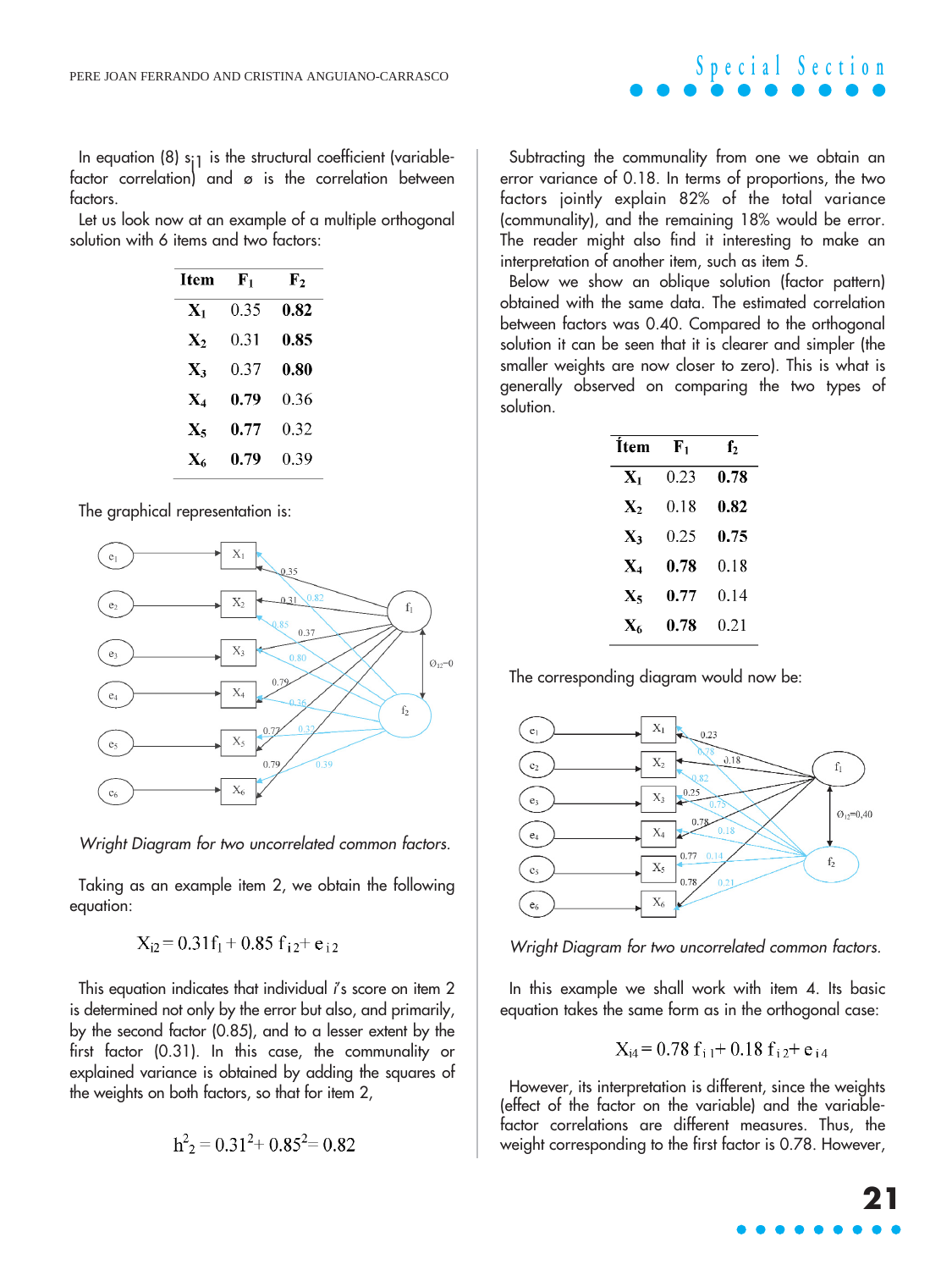In equation (8) $s_{j1}$ is the structural coefficient (variable-factor correlation) and ø is the correlation between factors.

Let us look now at an example of a multiple orthogonal solution with 6 items and two factors:

| Item | $F_1$ | $F_2$ |
|---|---|---|
| $X_1$ | 0.35 | **0.82** |
| $X_2$ | 0.31 | **0.85** |
| $X_3$ | 0.37 | **0.80** |
| $X_4$ | **0.79** | 0.36 |
| $X_5$ | **0.77** | 0.32 |
| $X_6$ | **0.79** | 0.39 |

The graphical representation is:

*Wright Diagram for two uncorrelated common factors.*

Taking as an example item 2, we obtain the following equation:

$$X_{i2} = 0.31f_1 + 0.85\, f_{i\,2} + e_{i\,2}$$

This equation indicates that individual *i*'s score on item 2 is determined not only by the error but also, and primarily, by the second factor (0.85), and to a lesser extent by the first factor (0.31). In this case, the communality or explained variance is obtained by adding the squares of the weights on both factors, so that for item 2,

$$h^2_2 = 0.31^2 + 0.85^2 = 0.82$$

Subtracting the communality from one we obtain an error variance of 0.18. In terms of proportions, the two factors jointly explain 82% of the total variance (communality), and the remaining 18% would be error. The reader might also find it interesting to make an interpretation of another item, such as item 5.

Below we show an oblique solution (factor pattern) obtained with the same data. The estimated correlation between factors was 0.40. Compared to the orthogonal solution it can be seen that it is clearer and simpler (the smaller weights are now closer to zero). This is what is generally observed on comparing the two types of solution.

| Ítem | $F_1$ | $f_2$ |
|---|---|---|
| $X_1$ | 0.23 | **0.78** |
| $X_2$ | 0.18 | **0.82** |
| $X_3$ | 0.25 | **0.75** |
| $X_4$ | **0.78** | 0.18 |
| $X_5$ | **0.77** | 0.14 |
| $X_6$ | **0.78** | 0.21 |

The corresponding diagram would now be:

*Wright Diagram for two uncorrelated common factors.*

In this example we shall work with item 4. Its basic equation takes the same form as in the orthogonal case:

$$X_{i4} = 0.78\, f_{i\,1} + 0.18\, f_{i\,2} + e_{i\,4}$$

However, its interpretation is different, since the weights (effect of the factor on the variable) and the variable-factor correlations are different measures. Thus, the weight corresponding to the first factor is 0.78. However,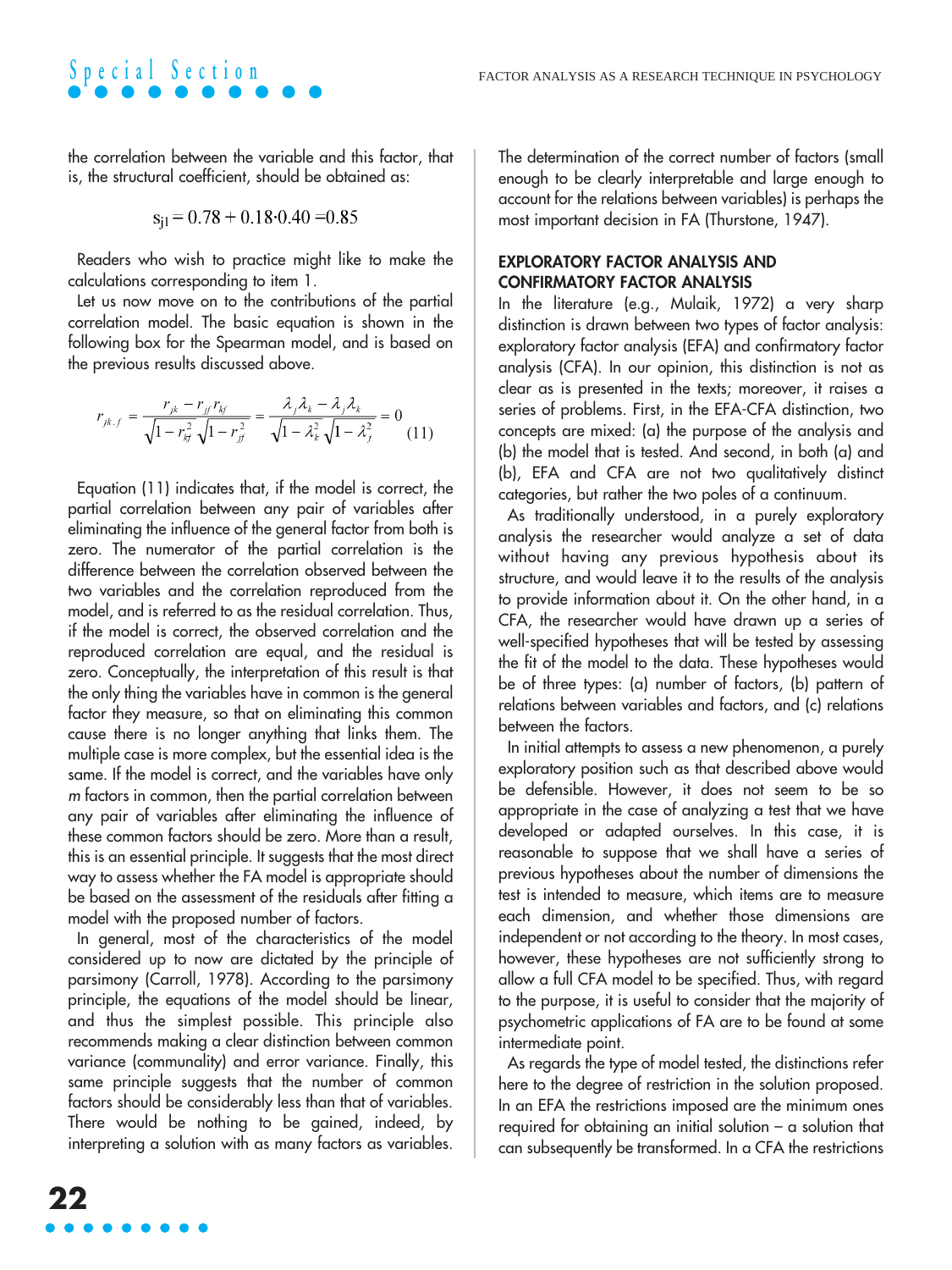the correlation between the variable and this factor, that is, the structural coefficient, should be obtained as:

$$s_{j1} = 0.78 + 0.18 \cdot 0.40 = 0.85$$

Readers who wish to practice might like to make the calculations corresponding to item 1.

Let us now move on to the contributions of the partial correlation model. The basic equation is shown in the following box for the Spearman model, and is based on the previous results discussed above.

$$r_{jk.f} = \frac{r_{jk} - r_{jf} r_{kf}}{\sqrt{1 - r_{kf}^2}\sqrt{1 - r_{jf}^2}} = \frac{\lambda_j \lambda_k - \lambda_j \lambda_k}{\sqrt{1 - \lambda_k^2}\sqrt{1 - \lambda_j^2}} = 0 \quad (11)$$

Equation (11) indicates that, if the model is correct, the partial correlation between any pair of variables after eliminating the influence of the general factor from both is zero. The numerator of the partial correlation is the difference between the correlation observed between the two variables and the correlation reproduced from the model, and is referred to as the residual correlation. Thus, if the model is correct, the observed correlation and the reproduced correlation are equal, and the residual is zero. Conceptually, the interpretation of this result is that the only thing the variables have in common is the general factor they measure, so that on eliminating this common cause there is no longer anything that links them. The multiple case is more complex, but the essential idea is the same. If the model is correct, and the variables have only *m* factors in common, then the partial correlation between any pair of variables after eliminating the influence of these common factors should be zero. More than a result, this is an essential principle. It suggests that the most direct way to assess whether the FA model is appropriate should be based on the assessment of the residuals after fitting a model with the proposed number of factors.

In general, most of the characteristics of the model considered up to now are dictated by the principle of parsimony (Carroll, 1978). According to the parsimony principle, the equations of the model should be linear, and thus the simplest possible. This principle also recommends making a clear distinction between common variance (communality) and error variance. Finally, this same principle suggests that the number of common factors should be considerably less than that of variables. There would be nothing to be gained, indeed, by interpreting a solution with as many factors as variables.

The determination of the correct number of factors (small enough to be clearly interpretable and large enough to account for the relations between variables) is perhaps the most important decision in FA (Thurstone, 1947).

## EXPLORATORY FACTOR ANALYSIS AND CONFIRMATORY FACTOR ANALYSIS

In the literature (e.g., Mulaik, 1972) a very sharp distinction is drawn between two types of factor analysis: exploratory factor analysis (EFA) and confirmatory factor analysis (CFA). In our opinion, this distinction is not as clear as is presented in the texts; moreover, it raises a series of problems. First, in the EFA-CFA distinction, two concepts are mixed: (a) the purpose of the analysis and (b) the model that is tested. And second, in both (a) and (b), EFA and CFA are not two qualitatively distinct categories, but rather the two poles of a continuum.

As traditionally understood, in a purely exploratory analysis the researcher would analyze a set of data without having any previous hypothesis about its structure, and would leave it to the results of the analysis to provide information about it. On the other hand, in a CFA, the researcher would have drawn up a series of well-specified hypotheses that will be tested by assessing the fit of the model to the data. These hypotheses would be of three types: (a) number of factors, (b) pattern of relations between variables and factors, and (c) relations between the factors.

In initial attempts to assess a new phenomenon, a purely exploratory position such as that described above would be defensible. However, it does not seem to be so appropriate in the case of analyzing a test that we have developed or adapted ourselves. In this case, it is reasonable to suppose that we shall have a series of previous hypotheses about the number of dimensions the test is intended to measure, which items are to measure each dimension, and whether those dimensions are independent or not according to the theory. In most cases, however, these hypotheses are not sufficiently strong to allow a full CFA model to be specified. Thus, with regard to the purpose, it is useful to consider that the majority of psychometric applications of FA are to be found at some intermediate point.

As regards the type of model tested, the distinctions refer here to the degree of restriction in the solution proposed. In an EFA the restrictions imposed are the minimum ones required for obtaining an initial solution – a solution that can subsequently be transformed. In a CFA the restrictions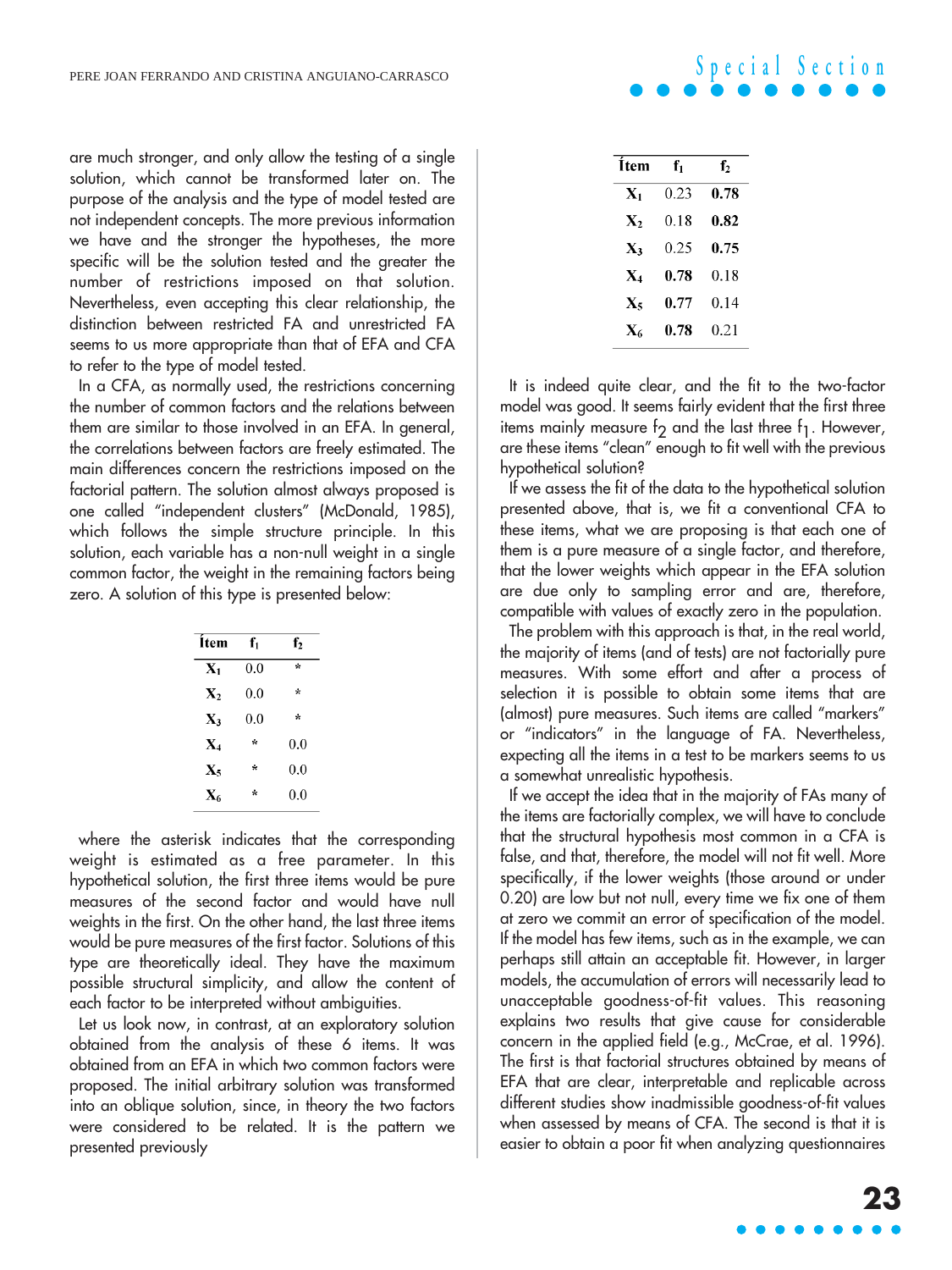are much stronger, and only allow the testing of a single solution, which cannot be transformed later on. The purpose of the analysis and the type of model tested are not independent concepts. The more previous information we have and the stronger the hypotheses, the more specific will be the solution tested and the greater the number of restrictions imposed on that solution. Nevertheless, even accepting this clear relationship, the distinction between restricted FA and unrestricted FA seems to us more appropriate than that of EFA and CFA to refer to the type of model tested.

In a CFA, as normally used, the restrictions concerning the number of common factors and the relations between them are similar to those involved in an EFA. In general, the correlations between factors are freely estimated. The main differences concern the restrictions imposed on the factorial pattern. The solution almost always proposed is one called "independent clusters" (McDonald, 1985), which follows the simple structure principle. In this solution, each variable has a non-null weight in a single common factor, the weight in the remaining factors being zero. A solution of this type is presented below:

| Ítem | $f_1$ | $f_2$ |
|---|---|---|
| $X_1$ | 0.0 | * |
| $X_2$ | 0.0 | * |
| $X_3$ | 0.0 | * |
| $X_4$ | * | 0.0 |
| $X_5$ | * | 0.0 |
| $X_6$ | * | 0.0 |

where the asterisk indicates that the corresponding weight is estimated as a free parameter. In this hypothetical solution, the first three items would be pure measures of the second factor and would have null weights in the first. On the other hand, the last three items would be pure measures of the first factor. Solutions of this type are theoretically ideal. They have the maximum possible structural simplicity, and allow the content of each factor to be interpreted without ambiguities.

Let us look now, in contrast, at an exploratory solution obtained from the analysis of these 6 items. It was obtained from an EFA in which two common factors were proposed. The initial arbitrary solution was transformed into an oblique solution, since, in theory the two factors were considered to be related. It is the pattern we presented previously

| Ítem | $f_1$ | $f_2$ |
|---|---|---|
| $X_1$ | 0.23 | **0.78** |
| $X_2$ | 0.18 | **0.82** |
| $X_3$ | 0.25 | **0.75** |
| $X_4$ | **0.78** | 0.18 |
| $X_5$ | **0.77** | 0.14 |
| $X_6$ | **0.78** | 0.21 |

It is indeed quite clear, and the fit to the two-factor model was good. It seems fairly evident that the first three items mainly measure $f_2$ and the last three $f_1$. However, are these items "clean" enough to fit well with the previous hypothetical solution?

If we assess the fit of the data to the hypothetical solution presented above, that is, we fit a conventional CFA to these items, what we are proposing is that each one of them is a pure measure of a single factor, and therefore, that the lower weights which appear in the EFA solution are due only to sampling error and are, therefore, compatible with values of exactly zero in the population.

The problem with this approach is that, in the real world, the majority of items (and of tests) are not factorially pure measures. With some effort and after a process of selection it is possible to obtain some items that are (almost) pure measures. Such items are called "markers" or "indicators" in the language of FA. Nevertheless, expecting all the items in a test to be markers seems to us a somewhat unrealistic hypothesis.

If we accept the idea that in the majority of FAs many of the items are factorially complex, we will have to conclude that the structural hypothesis most common in a CFA is false, and that, therefore, the model will not fit well. More specifically, if the lower weights (those around or under 0.20) are low but not null, every time we fix one of them at zero we commit an error of specification of the model. If the model has few items, such as in the example, we can perhaps still attain an acceptable fit. However, in larger models, the accumulation of errors will necessarily lead to unacceptable goodness-of-fit values. This reasoning explains two results that give cause for considerable concern in the applied field (e.g., McCrae, et al. 1996). The first is that factorial structures obtained by means of EFA that are clear, interpretable and replicable across different studies show inadmissible goodness-of-fit values when assessed by means of CFA. The second is that it is easier to obtain a poor fit when analyzing questionnaires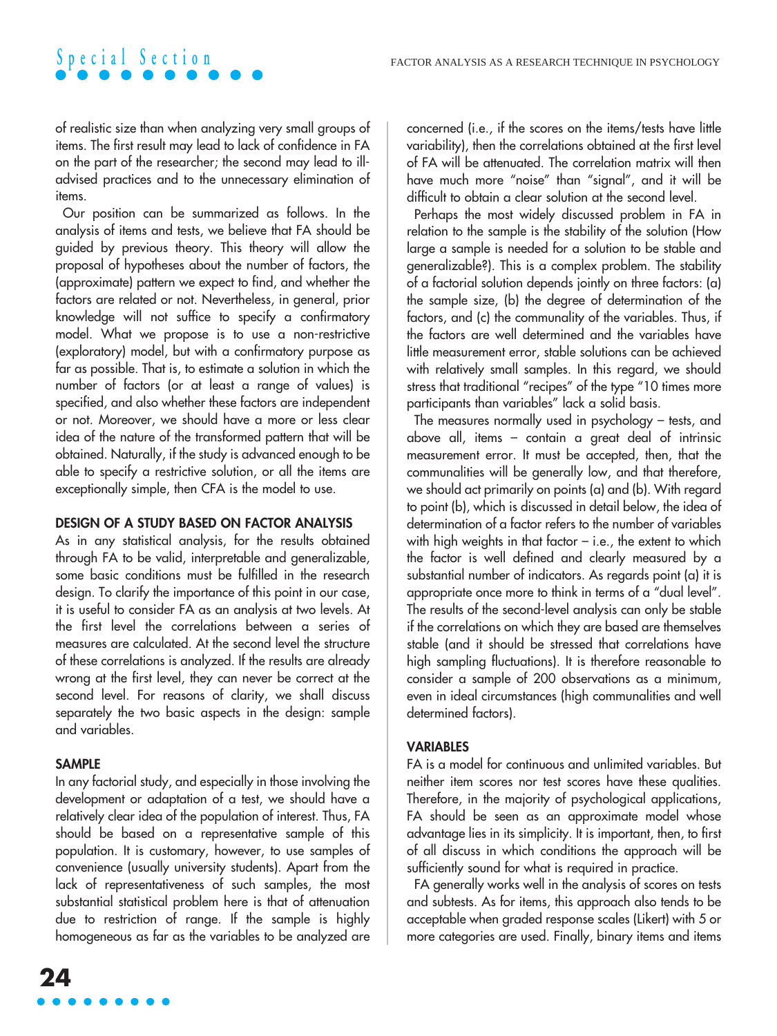of realistic size than when analyzing very small groups of items. The first result may lead to lack of confidence in FA on the part of the researcher; the second may lead to ill-advised practices and to the unnecessary elimination of items.

Our position can be summarized as follows. In the analysis of items and tests, we believe that FA should be guided by previous theory. This theory will allow the proposal of hypotheses about the number of factors, the (approximate) pattern we expect to find, and whether the factors are related or not. Nevertheless, in general, prior knowledge will not suffice to specify a confirmatory model. What we propose is to use a non-restrictive (exploratory) model, but with a confirmatory purpose as far as possible. That is, to estimate a solution in which the number of factors (or at least a range of values) is specified, and also whether these factors are independent or not. Moreover, we should have a more or less clear idea of the nature of the transformed pattern that will be obtained. Naturally, if the study is advanced enough to be able to specify a restrictive solution, or all the items are exceptionally simple, then CFA is the model to use.

## DESIGN OF A STUDY BASED ON FACTOR ANALYSIS

As in any statistical analysis, for the results obtained through FA to be valid, interpretable and generalizable, some basic conditions must be fulfilled in the research design. To clarify the importance of this point in our case, it is useful to consider FA as an analysis at two levels. At the first level the correlations between a series of measures are calculated. At the second level the structure of these correlations is analyzed. If the results are already wrong at the first level, they can never be correct at the second level. For reasons of clarity, we shall discuss separately the two basic aspects in the design: sample and variables.

### SAMPLE

In any factorial study, and especially in those involving the development or adaptation of a test, we should have a relatively clear idea of the population of interest. Thus, FA should be based on a representative sample of this population. It is customary, however, to use samples of convenience (usually university students). Apart from the lack of representativeness of such samples, the most substantial statistical problem here is that of attenuation due to restriction of range. If the sample is highly homogeneous as far as the variables to be analyzed are concerned (i.e., if the scores on the items/tests have little variability), then the correlations obtained at the first level of FA will be attenuated. The correlation matrix will then have much more "noise" than "signal", and it will be difficult to obtain a clear solution at the second level.

Perhaps the most widely discussed problem in FA in relation to the sample is the stability of the solution (How large a sample is needed for a solution to be stable and generalizable?). This is a complex problem. The stability of a factorial solution depends jointly on three factors: (a) the sample size, (b) the degree of determination of the factors, and (c) the communality of the variables. Thus, if the factors are well determined and the variables have little measurement error, stable solutions can be achieved with relatively small samples. In this regard, we should stress that traditional "recipes" of the type "10 times more participants than variables" lack a solid basis.

The measures normally used in psychology – tests, and above all, items – contain a great deal of intrinsic measurement error. It must be accepted, then, that the communalities will be generally low, and that therefore, we should act primarily on points (a) and (b). With regard to point (b), which is discussed in detail below, the idea of determination of a factor refers to the number of variables with high weights in that factor – i.e., the extent to which the factor is well defined and clearly measured by a substantial number of indicators. As regards point (a) it is appropriate once more to think in terms of a "dual level". The results of the second-level analysis can only be stable if the correlations on which they are based are themselves stable (and it should be stressed that correlations have high sampling fluctuations). It is therefore reasonable to consider a sample of 200 observations as a minimum, even in ideal circumstances (high communalities and well determined factors).

### VARIABLES

FA is a model for continuous and unlimited variables. But neither item scores nor test scores have these qualities. Therefore, in the majority of psychological applications, FA should be seen as an approximate model whose advantage lies in its simplicity. It is important, then, to first of all discuss in which conditions the approach will be sufficiently sound for what is required in practice.

FA generally works well in the analysis of scores on tests and subtests. As for items, this approach also tends to be acceptable when graded response scales (Likert) with 5 or more categories are used. Finally, binary items and items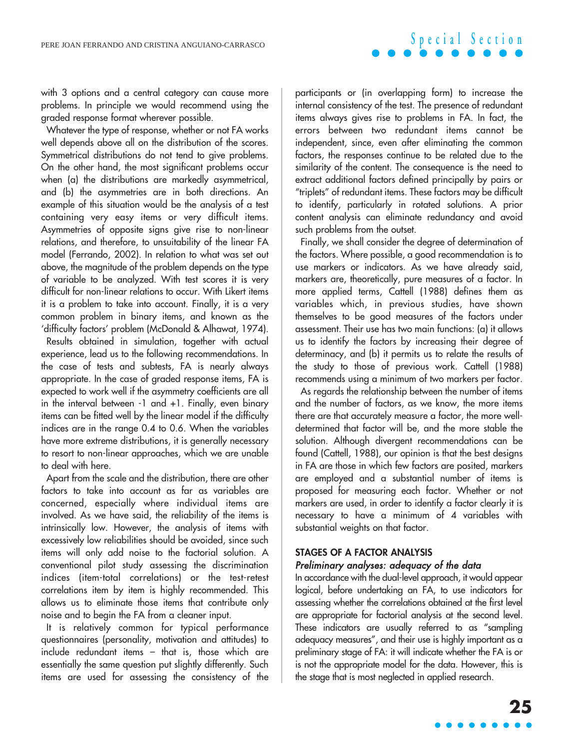with 3 options and a central category can cause more problems. In principle we would recommend using the graded response format wherever possible.

Whatever the type of response, whether or not FA works well depends above all on the distribution of the scores. Symmetrical distributions do not tend to give problems. On the other hand, the most significant problems occur when (a) the distributions are markedly asymmetrical, and (b) the asymmetries are in both directions. An example of this situation would be the analysis of a test containing very easy items or very difficult items. Asymmetries of opposite signs give rise to non-linear relations, and therefore, to unsuitability of the linear FA model (Ferrando, 2002). In relation to what was set out above, the magnitude of the problem depends on the type of variable to be analyzed. With test scores it is very difficult for non-linear relations to occur. With Likert items it is a problem to take into account. Finally, it is a very common problem in binary items, and known as the 'difficulty factors' problem (McDonald & Alhawat, 1974).

Results obtained in simulation, together with actual experience, lead us to the following recommendations. In the case of tests and subtests, FA is nearly always appropriate. In the case of graded response items, FA is expected to work well if the asymmetry coefficients are all in the interval between -1 and +1. Finally, even binary items can be fitted well by the linear model if the difficulty indices are in the range 0.4 to 0.6. When the variables have more extreme distributions, it is generally necessary to resort to non-linear approaches, which we are unable to deal with here.

Apart from the scale and the distribution, there are other factors to take into account as far as variables are concerned, especially where individual items are involved. As we have said, the reliability of the items is intrinsically low. However, the analysis of items with excessively low reliabilities should be avoided, since such items will only add noise to the factorial solution. A conventional pilot study assessing the discrimination indices (item-total correlations) or the test-retest correlations item by item is highly recommended. This allows us to eliminate those items that contribute only noise and to begin the FA from a cleaner input.

It is relatively common for typical performance questionnaires (personality, motivation and attitudes) to include redundant items – that is, those which are essentially the same question put slightly differently. Such items are used for assessing the consistency of the participants or (in overlapping form) to increase the internal consistency of the test. The presence of redundant items always gives rise to problems in FA. In fact, the errors between two redundant items cannot be independent, since, even after eliminating the common factors, the responses continue to be related due to the similarity of the content. The consequence is the need to extract additional factors defined principally by pairs or "triplets" of redundant items. These factors may be difficult to identify, particularly in rotated solutions. A prior content analysis can eliminate redundancy and avoid such problems from the outset.

Finally, we shall consider the degree of determination of the factors. Where possible, a good recommendation is to use markers or indicators. As we have already said, markers are, theoretically, pure measures of a factor. In more applied terms, Cattell (1988) defines them as variables which, in previous studies, have shown themselves to be good measures of the factors under assessment. Their use has two main functions: (a) it allows us to identify the factors by increasing their degree of determinacy, and (b) it permits us to relate the results of the study to those of previous work. Cattell (1988) recommends using a minimum of two markers per factor.

As regards the relationship between the number of items and the number of factors, as we know, the more items there are that accurately measure a factor, the more well-determined that factor will be, and the more stable the solution. Although divergent recommendations can be found (Cattell, 1988), our opinion is that the best designs in FA are those in which few factors are posited, markers are employed and a substantial number of items is proposed for measuring each factor. Whether or not markers are used, in order to identify a factor clearly it is necessary to have a minimum of 4 variables with substantial weights on that factor.

## STAGES OF A FACTOR ANALYSIS

### *Preliminary analyses: adequacy of the data*

In accordance with the dual-level approach, it would appear logical, before undertaking an FA, to use indicators for assessing whether the correlations obtained at the first level are appropriate for factorial analysis at the second level. These indicators are usually referred to as "sampling adequacy measures", and their use is highly important as a preliminary stage of FA: it will indicate whether the FA is or is not the appropriate model for the data. However, this is the stage that is most neglected in applied research.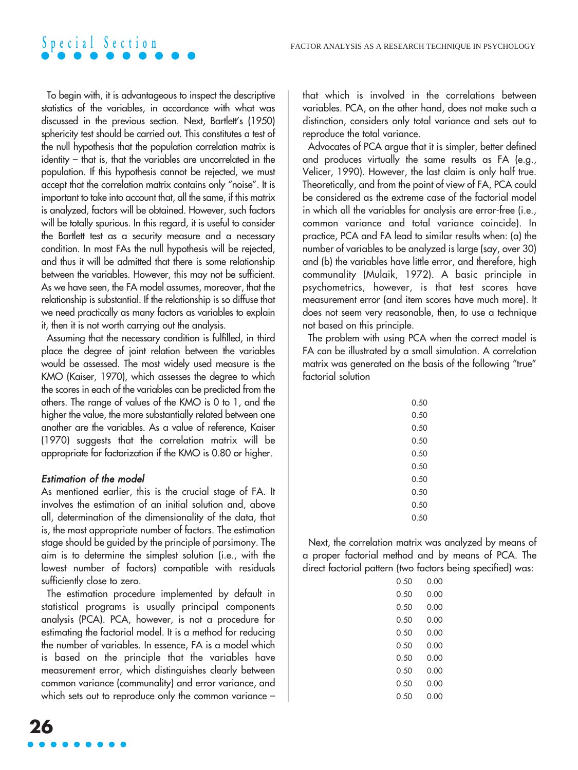To begin with, it is advantageous to inspect the descriptive statistics of the variables, in accordance with what was discussed in the previous section. Next, Bartlett's (1950) sphericity test should be carried out. This constitutes a test of the null hypothesis that the population correlation matrix is identity – that is, that the variables are uncorrelated in the population. If this hypothesis cannot be rejected, we must accept that the correlation matrix contains only "noise". It is important to take into account that, all the same, if this matrix is analyzed, factors will be obtained. However, such factors will be totally spurious. In this regard, it is useful to consider the Bartlett test as a security measure and a necessary condition. In most FAs the null hypothesis will be rejected, and thus it will be admitted that there is some relationship between the variables. However, this may not be sufficient. As we have seen, the FA model assumes, moreover, that the relationship is substantial. If the relationship is so diffuse that we need practically as many factors as variables to explain it, then it is not worth carrying out the analysis.

Assuming that the necessary condition is fulfilled, in third place the degree of joint relation between the variables would be assessed. The most widely used measure is the KMO (Kaiser, 1970), which assesses the degree to which the scores in each of the variables can be predicted from the others. The range of values of the KMO is 0 to 1, and the higher the value, the more substantially related between one another are the variables. As a value of reference, Kaiser (1970) suggests that the correlation matrix will be appropriate for factorization if the KMO is 0.80 or higher.

### *Estimation of the model*

As mentioned earlier, this is the crucial stage of FA. It involves the estimation of an initial solution and, above all, determination of the dimensionality of the data, that is, the most appropriate number of factors. The estimation stage should be guided by the principle of parsimony. The aim is to determine the simplest solution (i.e., with the lowest number of factors) compatible with residuals sufficiently close to zero.

The estimation procedure implemented by default in statistical programs is usually principal components analysis (PCA). PCA, however, is not a procedure for estimating the factorial model. It is a method for reducing the number of variables. In essence, FA is a model which is based on the principle that the variables have measurement error, which distinguishes clearly between common variance (communality) and error variance, and which sets out to reproduce only the common variance – that which is involved in the correlations between variables. PCA, on the other hand, does not make such a distinction, considers only total variance and sets out to reproduce the total variance.

Advocates of PCA argue that it is simpler, better defined and produces virtually the same results as FA (e.g., Velicer, 1990). However, the last claim is only half true. Theoretically, and from the point of view of FA, PCA could be considered as the extreme case of the factorial model in which all the variables for analysis are error-free (i.e., common variance and total variance coincide). In practice, PCA and FA lead to similar results when: (a) the number of variables to be analyzed is large (say, over 30) and (b) the variables have little error, and therefore, high communality (Mulaik, 1972). A basic principle in psychometrics, however, is that test scores have measurement error (and item scores have much more). It does not seem very reasonable, then, to use a technique not based on this principle.

The problem with using PCA when the correct model is FA can be illustrated by a small simulation. A correlation matrix was generated on the basis of the following "true" factorial solution

|  |
|---|
| 0.50 |
| 0.50 |
| 0.50 |
| 0.50 |
| 0.50 |
| 0.50 |
| 0.50 |
| 0.50 |
| 0.50 |
| 0.50 |

Next, the correlation matrix was analyzed by means of a proper factorial method and by means of PCA. The direct factorial pattern (two factors being specified) was:

|  |  |
|---|---|
| 0.50 | 0.00 |
| 0.50 | 0.00 |
| 0.50 | 0.00 |
| 0.50 | 0.00 |
| 0.50 | 0.00 |
| 0.50 | 0.00 |
| 0.50 | 0.00 |
| 0.50 | 0.00 |
| 0.50 | 0.00 |
| 0.50 | 0.00 |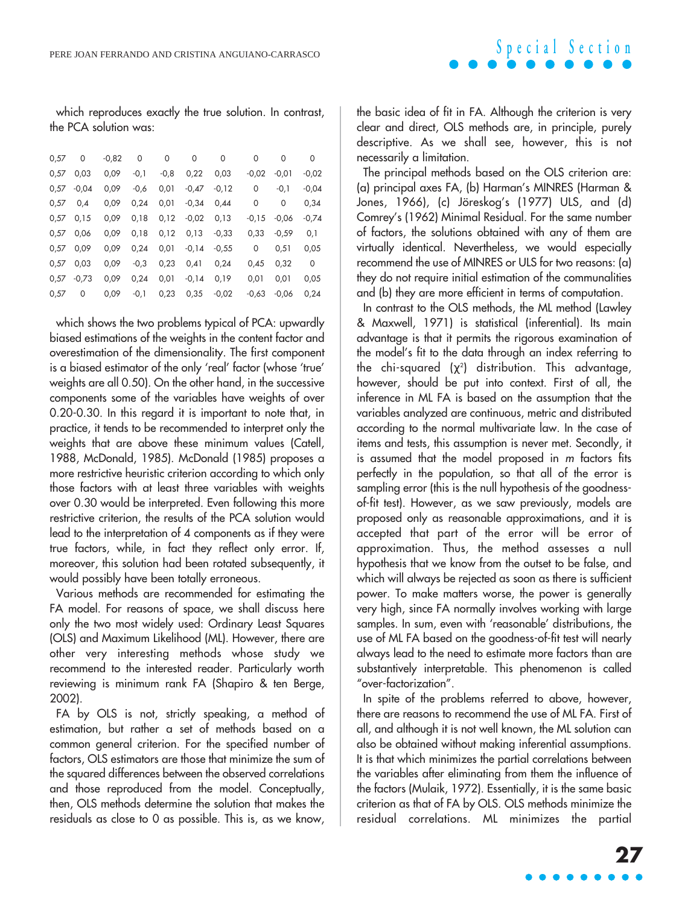which reproduces exactly the true solution. In contrast, the PCA solution was:

| | | | | | | | | | |
|---|---|---|---|---|---|---|---|---|---|
| 0,57 | 0 | -0,82 | 0 | 0 | 0 | 0 | 0 | 0 | 0 |
| 0,57 | 0,03 | 0,09 | -0,1 | -0,8 | 0,22 | 0,03 | -0,02 | -0,01 | -0,02 |
| 0,57 | -0,04 | 0,09 | -0,6 | 0,01 | -0,47 | -0,12 | 0 | -0,1 | -0,04 |
| 0,57 | 0,4 | 0,09 | 0,24 | 0,01 | -0,34 | 0,44 | 0 | 0 | 0,34 |
| 0,57 | 0,15 | 0,09 | 0,18 | 0,12 | -0,02 | 0,13 | -0,15 | -0,06 | -0,74 |
| 0,57 | 0,06 | 0,09 | 0,18 | 0,12 | 0,13 | -0,33 | 0,33 | -0,59 | 0,1 |
| 0,57 | 0,09 | 0,09 | 0,24 | 0,01 | -0,14 | -0,55 | 0 | 0,51 | 0,05 |
| 0,57 | 0,03 | 0,09 | -0,3 | 0,23 | 0,41 | 0,24 | 0,45 | 0,32 | 0 |
| 0,57 | -0,73 | 0,09 | 0,24 | 0,01 | -0,14 | 0,19 | 0,01 | 0,01 | 0,05 |
| 0,57 | 0 | 0,09 | -0,1 | 0,23 | 0,35 | -0,02 | -0,63 | -0,06 | 0,24 |

which shows the two problems typical of PCA: upwardly biased estimations of the weights in the content factor and overestimation of the dimensionality. The first component is a biased estimator of the only 'real' factor (whose 'true' weights are all 0.50). On the other hand, in the successive components some of the variables have weights of over 0.20-0.30. In this regard it is important to note that, in practice, it tends to be recommended to interpret only the weights that are above these minimum values (Catell, 1988, McDonald, 1985). McDonald (1985) proposes a more restrictive heuristic criterion according to which only those factors with at least three variables with weights over 0.30 would be interpreted. Even following this more restrictive criterion, the results of the PCA solution would lead to the interpretation of 4 components as if they were true factors, while, in fact they reflect only error. If, moreover, this solution had been rotated subsequently, it would possibly have been totally erroneous.

Various methods are recommended for estimating the FA model. For reasons of space, we shall discuss here only the two most widely used: Ordinary Least Squares (OLS) and Maximum Likelihood (ML). However, there are other very interesting methods whose study we recommend to the interested reader. Particularly worth reviewing is minimum rank FA (Shapiro & ten Berge, 2002).

FA by OLS is not, strictly speaking, a method of estimation, but rather a set of methods based on a common general criterion. For the specified number of factors, OLS estimators are those that minimize the sum of the squared differences between the observed correlations and those reproduced from the model. Conceptually, then, OLS methods determine the solution that makes the residuals as close to 0 as possible. This is, as we know, the basic idea of fit in FA. Although the criterion is very clear and direct, OLS methods are, in principle, purely descriptive. As we shall see, however, this is not necessarily a limitation.

The principal methods based on the OLS criterion are: (a) principal axes FA, (b) Harman's MINRES (Harman & Jones, 1966), (c) Jöreskog's (1977) ULS, and (d) Comrey's (1962) Minimal Residual. For the same number of factors, the solutions obtained with any of them are virtually identical. Nevertheless, we would especially recommend the use of MINRES or ULS for two reasons: (a) they do not require initial estimation of the communalities and (b) they are more efficient in terms of computation.

In contrast to the OLS methods, the ML method (Lawley & Maxwell, 1971) is statistical (inferential). Its main advantage is that it permits the rigorous examination of the model's fit to the data through an index referring to the chi-squared ($\chi^2$) distribution. This advantage, however, should be put into context. First of all, the inference in ML FA is based on the assumption that the variables analyzed are continuous, metric and distributed according to the normal multivariate law. In the case of items and tests, this assumption is never met. Secondly, it is assumed that the model proposed in *m* factors fits perfectly in the population, so that all of the error is sampling error (this is the null hypothesis of the goodness-of-fit test). However, as we saw previously, models are proposed only as reasonable approximations, and it is accepted that part of the error will be error of approximation. Thus, the method assesses a null hypothesis that we know from the outset to be false, and which will always be rejected as soon as there is sufficient power. To make matters worse, the power is generally very high, since FA normally involves working with large samples. In sum, even with 'reasonable' distributions, the use of ML FA based on the goodness-of-fit test will nearly always lead to the need to estimate more factors than are substantively interpretable. This phenomenon is called "over-factorization".

In spite of the problems referred to above, however, there are reasons to recommend the use of ML FA. First of all, and although it is not well known, the ML solution can also be obtained without making inferential assumptions. It is that which minimizes the partial correlations between the variables after eliminating from them the influence of the factors (Mulaik, 1972). Essentially, it is the same basic criterion as that of FA by OLS. OLS methods minimize the residual correlations. ML minimizes the partial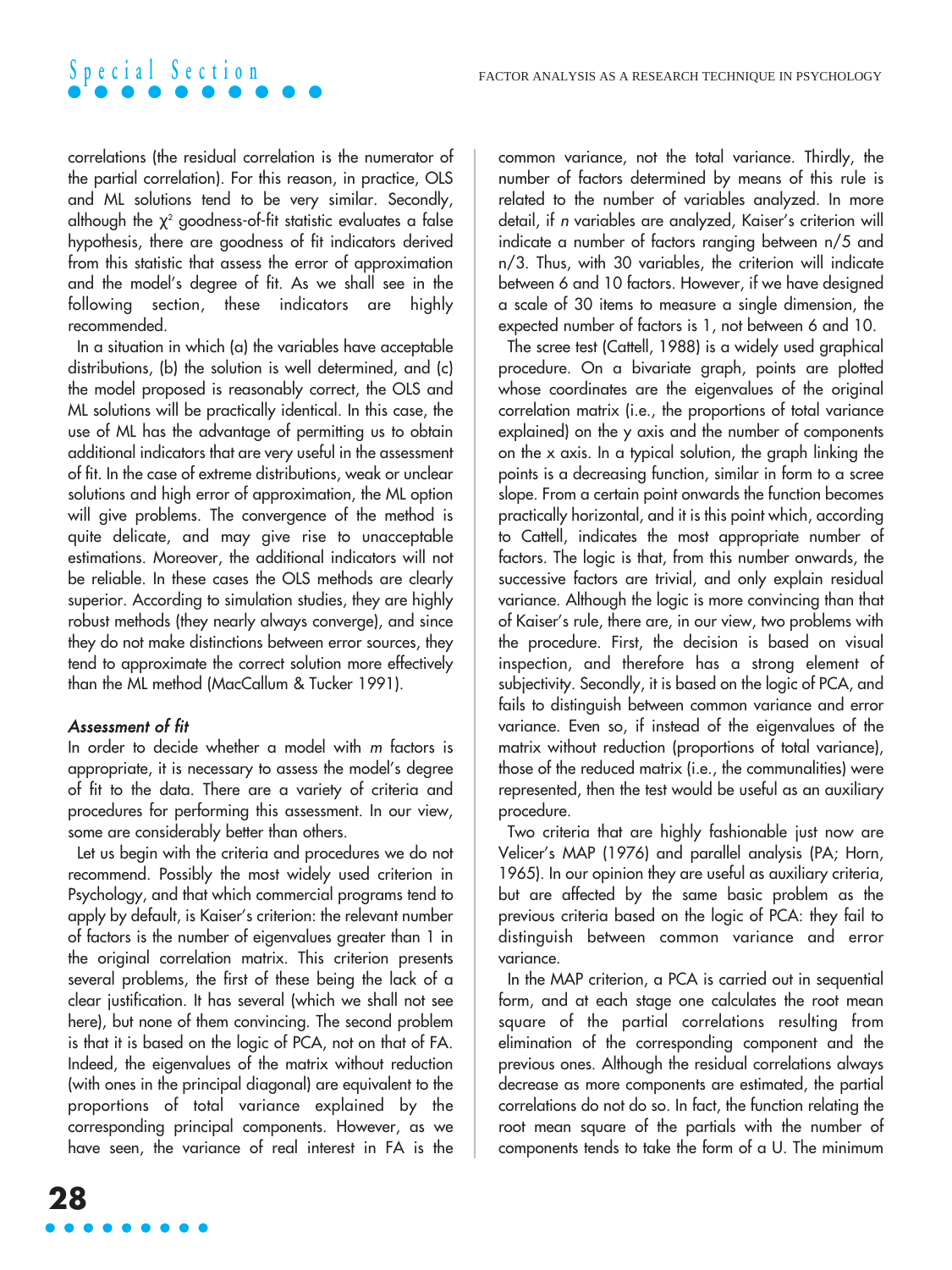correlations (the residual correlation is the numerator of the partial correlation). For this reason, in practice, OLS and ML solutions tend to be very similar. Secondly, although the $\chi^2$ goodness-of-fit statistic evaluates a false hypothesis, there are goodness of fit indicators derived from this statistic that assess the error of approximation and the model's degree of fit. As we shall see in the following section, these indicators are highly recommended.

In a situation in which (a) the variables have acceptable distributions, (b) the solution is well determined, and (c) the model proposed is reasonably correct, the OLS and ML solutions will be practically identical. In this case, the use of ML has the advantage of permitting us to obtain additional indicators that are very useful in the assessment of fit. In the case of extreme distributions, weak or unclear solutions and high error of approximation, the ML option will give problems. The convergence of the method is quite delicate, and may give rise to unacceptable estimations. Moreover, the additional indicators will not be reliable. In these cases the OLS methods are clearly superior. According to simulation studies, they are highly robust methods (they nearly always converge), and since they do not make distinctions between error sources, they tend to approximate the correct solution more effectively than the ML method (MacCallum & Tucker 1991).

### *Assessment of fit*

In order to decide whether a model with *m* factors is appropriate, it is necessary to assess the model's degree of fit to the data. There are a variety of criteria and procedures for performing this assessment. In our view, some are considerably better than others.

Let us begin with the criteria and procedures we do not recommend. Possibly the most widely used criterion in Psychology, and that which commercial programs tend to apply by default, is Kaiser's criterion: the relevant number of factors is the number of eigenvalues greater than 1 in the original correlation matrix. This criterion presents several problems, the first of these being the lack of a clear justification. It has several (which we shall not see here), but none of them convincing. The second problem is that it is based on the logic of PCA, not on that of FA. Indeed, the eigenvalues of the matrix without reduction (with ones in the principal diagonal) are equivalent to the proportions of total variance explained by the corresponding principal components. However, as we have seen, the variance of real interest in FA is the common variance, not the total variance. Thirdly, the number of factors determined by means of this rule is related to the number of variables analyzed. In more detail, if *n* variables are analyzed, Kaiser's criterion will indicate a number of factors ranging between n/5 and n/3. Thus, with 30 variables, the criterion will indicate between 6 and 10 factors. However, if we have designed a scale of 30 items to measure a single dimension, the expected number of factors is 1, not between 6 and 10.

The scree test (Cattell, 1988) is a widely used graphical procedure. On a bivariate graph, points are plotted whose coordinates are the eigenvalues of the original correlation matrix (i.e., the proportions of total variance explained) on the y axis and the number of components on the x axis. In a typical solution, the graph linking the points is a decreasing function, similar in form to a scree slope. From a certain point onwards the function becomes practically horizontal, and it is this point which, according to Cattell, indicates the most appropriate number of factors. The logic is that, from this number onwards, the successive factors are trivial, and only explain residual variance. Although the logic is more convincing than that of Kaiser's rule, there are, in our view, two problems with the procedure. First, the decision is based on visual inspection, and therefore has a strong element of subjectivity. Secondly, it is based on the logic of PCA, and fails to distinguish between common variance and error variance. Even so, if instead of the eigenvalues of the matrix without reduction (proportions of total variance), those of the reduced matrix (i.e., the communalities) were represented, then the test would be useful as an auxiliary procedure.

Two criteria that are highly fashionable just now are Velicer's MAP (1976) and parallel analysis (PA; Horn, 1965). In our opinion they are useful as auxiliary criteria, but are affected by the same basic problem as the previous criteria based on the logic of PCA: they fail to distinguish between common variance and error variance.

In the MAP criterion, a PCA is carried out in sequential form, and at each stage one calculates the root mean square of the partial correlations resulting from elimination of the corresponding component and the previous ones. Although the residual correlations always decrease as more components are estimated, the partial correlations do not do so. In fact, the function relating the root mean square of the partials with the number of components tends to take the form of a U. The minimum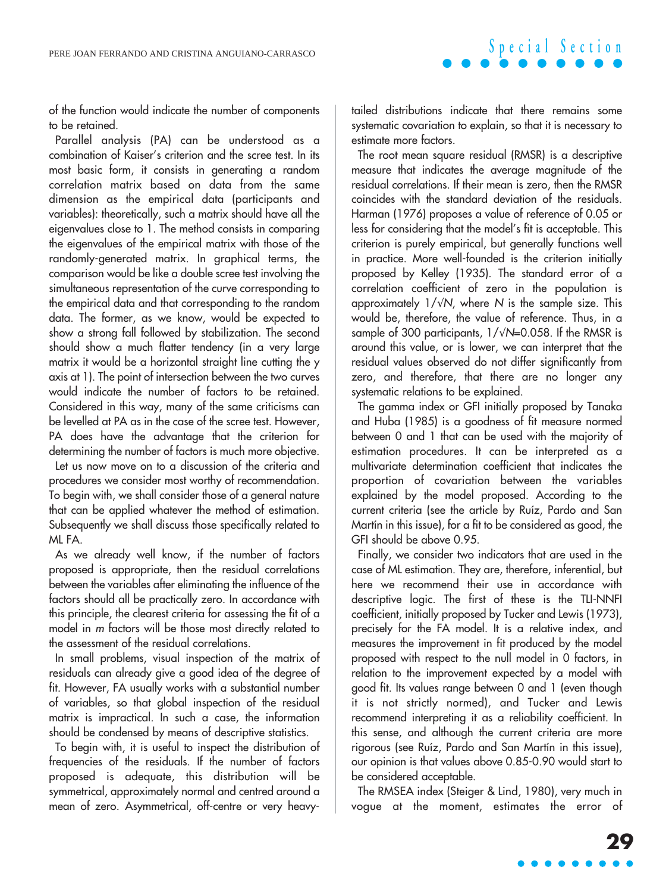of the function would indicate the number of components to be retained.

Parallel analysis (PA) can be understood as a combination of Kaiser's criterion and the scree test. In its most basic form, it consists in generating a random correlation matrix based on data from the same dimension as the empirical data (participants and variables): theoretically, such a matrix should have all the eigenvalues close to 1. The method consists in comparing the eigenvalues of the empirical matrix with those of the randomly-generated matrix. In graphical terms, the comparison would be like a double scree test involving the simultaneous representation of the curve corresponding to the empirical data and that corresponding to the random data. The former, as we know, would be expected to show a strong fall followed by stabilization. The second should show a much flatter tendency (in a very large matrix it would be a horizontal straight line cutting the y axis at 1). The point of intersection between the two curves would indicate the number of factors to be retained. Considered in this way, many of the same criticisms can be levelled at PA as in the case of the scree test. However, PA does have the advantage that the criterion for determining the number of factors is much more objective.

Let us now move on to a discussion of the criteria and procedures we consider most worthy of recommendation. To begin with, we shall consider those of a general nature that can be applied whatever the method of estimation. Subsequently we shall discuss those specifically related to ML FA.

As we already well know, if the number of factors proposed is appropriate, then the residual correlations between the variables after eliminating the influence of the factors should all be practically zero. In accordance with this principle, the clearest criteria for assessing the fit of a model in *m* factors will be those most directly related to the assessment of the residual correlations.

In small problems, visual inspection of the matrix of residuals can already give a good idea of the degree of fit. However, FA usually works with a substantial number of variables, so that global inspection of the residual matrix is impractical. In such a case, the information should be condensed by means of descriptive statistics.

To begin with, it is useful to inspect the distribution of frequencies of the residuals. If the number of factors proposed is adequate, this distribution will be symmetrical, approximately normal and centred around a mean of zero. Asymmetrical, off-centre or very heavy-tailed distributions indicate that there remains some systematic covariation to explain, so that it is necessary to estimate more factors.

The root mean square residual (RMSR) is a descriptive measure that indicates the average magnitude of the residual correlations. If their mean is zero, then the RMSR coincides with the standard deviation of the residuals. Harman (1976) proposes a value of reference of 0.05 or less for considering that the model's fit is acceptable. This criterion is purely empirical, but generally functions well in practice. More well-founded is the criterion initially proposed by Kelley (1935). The standard error of a correlation coefficient of zero in the population is approximately $1/\sqrt{N}$, where $N$ is the sample size. This would be, therefore, the value of reference. Thus, in a sample of 300 participants, $1/\sqrt{N}$=0.058. If the RMSR is around this value, or is lower, we can interpret that the residual values observed do not differ significantly from zero, and therefore, that there are no longer any systematic relations to be explained.

The gamma index or GFI initially proposed by Tanaka and Huba (1985) is a goodness of fit measure normed between 0 and 1 that can be used with the majority of estimation procedures. It can be interpreted as a multivariate determination coefficient that indicates the proportion of covariation between the variables explained by the model proposed. According to the current criteria (see the article by Ruíz, Pardo and San Martín in this issue), for a fit to be considered as good, the GFI should be above 0.95.

Finally, we consider two indicators that are used in the case of ML estimation. They are, therefore, inferential, but here we recommend their use in accordance with descriptive logic. The first of these is the TLI-NNFI coefficient, initially proposed by Tucker and Lewis (1973), precisely for the FA model. It is a relative index, and measures the improvement in fit produced by the model proposed with respect to the null model in 0 factors, in relation to the improvement expected by a model with good fit. Its values range between 0 and 1 (even though it is not strictly normed), and Tucker and Lewis recommend interpreting it as a reliability coefficient. In this sense, and although the current criteria are more rigorous (see Ruíz, Pardo and San Martín in this issue), our opinion is that values above 0.85-0.90 would start to be considered acceptable.

The RMSEA index (Steiger & Lind, 1980), very much in vogue at the moment, estimates the error of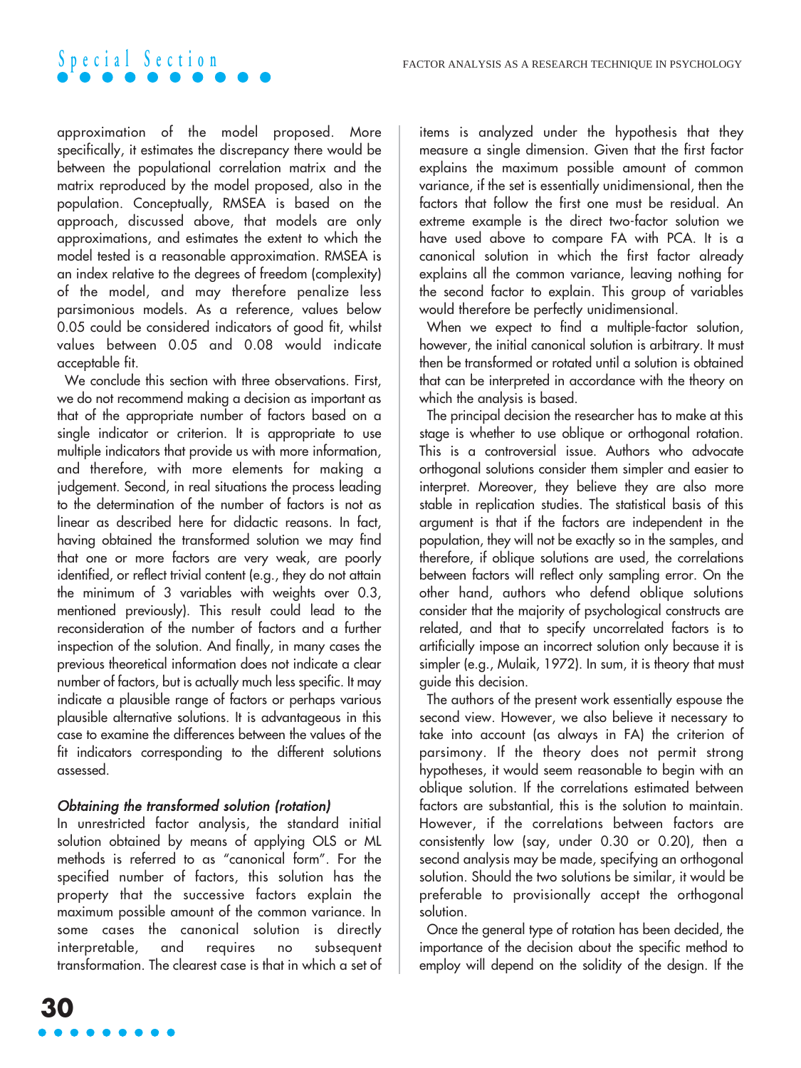approximation of the model proposed. More specifically, it estimates the discrepancy there would be between the populational correlation matrix and the matrix reproduced by the model proposed, also in the population. Conceptually, RMSEA is based on the approach, discussed above, that models are only approximations, and estimates the extent to which the model tested is a reasonable approximation. RMSEA is an index relative to the degrees of freedom (complexity) of the model, and may therefore penalize less parsimonious models. As a reference, values below 0.05 could be considered indicators of good fit, whilst values between 0.05 and 0.08 would indicate acceptable fit.

We conclude this section with three observations. First, we do not recommend making a decision as important as that of the appropriate number of factors based on a single indicator or criterion. It is appropriate to use multiple indicators that provide us with more information, and therefore, with more elements for making a judgement. Second, in real situations the process leading to the determination of the number of factors is not as linear as described here for didactic reasons. In fact, having obtained the transformed solution we may find that one or more factors are very weak, are poorly identified, or reflect trivial content (e.g., they do not attain the minimum of 3 variables with weights over 0.3, mentioned previously). This result could lead to the reconsideration of the number of factors and a further inspection of the solution. And finally, in many cases the previous theoretical information does not indicate a clear number of factors, but is actually much less specific. It may indicate a plausible range of factors or perhaps various plausible alternative solutions. It is advantageous in this case to examine the differences between the values of the fit indicators corresponding to the different solutions assessed.

### *Obtaining the transformed solution (rotation)*

In unrestricted factor analysis, the standard initial solution obtained by means of applying OLS or ML methods is referred to as "canonical form". For the specified number of factors, this solution has the property that the successive factors explain the maximum possible amount of the common variance. In some cases the canonical solution is directly interpretable, and requires no subsequent transformation. The clearest case is that in which a set of items is analyzed under the hypothesis that they measure a single dimension. Given that the first factor explains the maximum possible amount of common variance, if the set is essentially unidimensional, then the factors that follow the first one must be residual. An extreme example is the direct two-factor solution we have used above to compare FA with PCA. It is a canonical solution in which the first factor already explains all the common variance, leaving nothing for the second factor to explain. This group of variables would therefore be perfectly unidimensional.

When we expect to find a multiple-factor solution, however, the initial canonical solution is arbitrary. It must then be transformed or rotated until a solution is obtained that can be interpreted in accordance with the theory on which the analysis is based.

The principal decision the researcher has to make at this stage is whether to use oblique or orthogonal rotation. This is a controversial issue. Authors who advocate orthogonal solutions consider them simpler and easier to interpret. Moreover, they believe they are also more stable in replication studies. The statistical basis of this argument is that if the factors are independent in the population, they will not be exactly so in the samples, and therefore, if oblique solutions are used, the correlations between factors will reflect only sampling error. On the other hand, authors who defend oblique solutions consider that the majority of psychological constructs are related, and that to specify uncorrelated factors is to artificially impose an incorrect solution only because it is simpler (e.g., Mulaik, 1972). In sum, it is theory that must guide this decision.

The authors of the present work essentially espouse the second view. However, we also believe it necessary to take into account (as always in FA) the criterion of parsimony. If the theory does not permit strong hypotheses, it would seem reasonable to begin with an oblique solution. If the correlations estimated between factors are substantial, this is the solution to maintain. However, if the correlations between factors are consistently low (say, under 0.30 or 0.20), then a second analysis may be made, specifying an orthogonal solution. Should the two solutions be similar, it would be preferable to provisionally accept the orthogonal solution.

Once the general type of rotation has been decided, the importance of the decision about the specific method to employ will depend on the solidity of the design. If the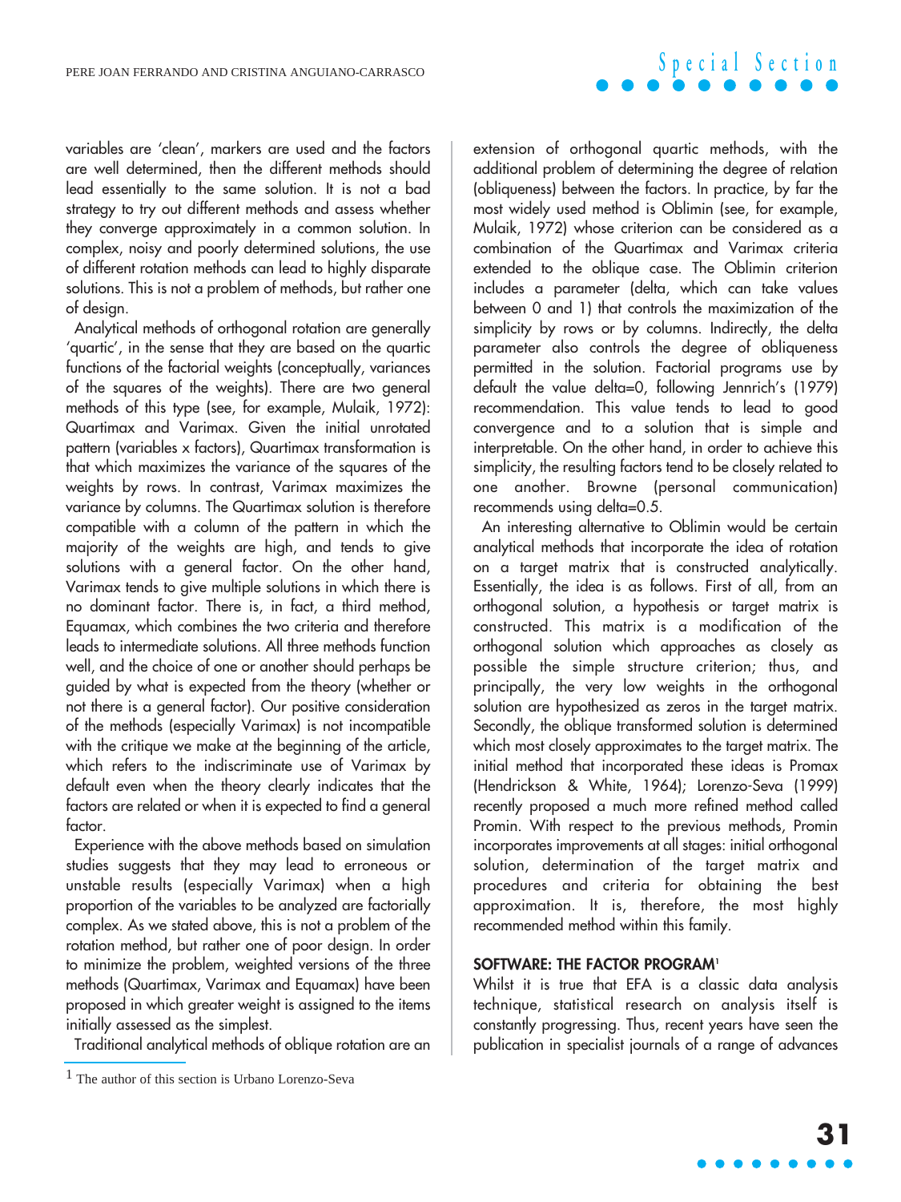variables are 'clean', markers are used and the factors are well determined, then the different methods should lead essentially to the same solution. It is not a bad strategy to try out different methods and assess whether they converge approximately in a common solution. In complex, noisy and poorly determined solutions, the use of different rotation methods can lead to highly disparate solutions. This is not a problem of methods, but rather one of design.

Analytical methods of orthogonal rotation are generally 'quartic', in the sense that they are based on the quartic functions of the factorial weights (conceptually, variances of the squares of the weights). There are two general methods of this type (see, for example, Mulaik, 1972): Quartimax and Varimax. Given the initial unrotated pattern (variables x factors), Quartimax transformation is that which maximizes the variance of the squares of the weights by rows. In contrast, Varimax maximizes the variance by columns. The Quartimax solution is therefore compatible with a column of the pattern in which the majority of the weights are high, and tends to give solutions with a general factor. On the other hand, Varimax tends to give multiple solutions in which there is no dominant factor. There is, in fact, a third method, Equamax, which combines the two criteria and therefore leads to intermediate solutions. All three methods function well, and the choice of one or another should perhaps be guided by what is expected from the theory (whether or not there is a general factor). Our positive consideration of the methods (especially Varimax) is not incompatible with the critique we make at the beginning of the article, which refers to the indiscriminate use of Varimax by default even when the theory clearly indicates that the factors are related or when it is expected to find a general factor.

Experience with the above methods based on simulation studies suggests that they may lead to erroneous or unstable results (especially Varimax) when a high proportion of the variables to be analyzed are factorially complex. As we stated above, this is not a problem of the rotation method, but rather one of poor design. In order to minimize the problem, weighted versions of the three methods (Quartimax, Varimax and Equamax) have been proposed in which greater weight is assigned to the items initially assessed as the simplest.

Traditional analytical methods of oblique rotation are an extension of orthogonal quartic methods, with the additional problem of determining the degree of relation (obliqueness) between the factors. In practice, by far the most widely used method is Oblimin (see, for example, Mulaik, 1972) whose criterion can be considered as a combination of the Quartimax and Varimax criteria extended to the oblique case. The Oblimin criterion includes a parameter (delta, which can take values between 0 and 1) that controls the maximization of the simplicity by rows or by columns. Indirectly, the delta parameter also controls the degree of obliqueness permitted in the solution. Factorial programs use by default the value delta=0, following Jennrich's (1979) recommendation. This value tends to lead to good convergence and to a solution that is simple and interpretable. On the other hand, in order to achieve this simplicity, the resulting factors tend to be closely related to one another. Browne (personal communication) recommends using delta=0.5.

An interesting alternative to Oblimin would be certain analytical methods that incorporate the idea of rotation on a target matrix that is constructed analytically. Essentially, the idea is as follows. First of all, from an orthogonal solution, a hypothesis or target matrix is constructed. This matrix is a modification of the orthogonal solution which approaches as closely as possible the simple structure criterion; thus, and principally, the very low weights in the orthogonal solution are hypothesized as zeros in the target matrix. Secondly, the oblique transformed solution is determined which most closely approximates to the target matrix. The initial method that incorporated these ideas is Promax (Hendrickson & White, 1964); Lorenzo-Seva (1999) recently proposed a much more refined method called Promin. With respect to the previous methods, Promin incorporates improvements at all stages: initial orthogonal solution, determination of the target matrix and procedures and criteria for obtaining the best approximation. It is, therefore, the most highly recommended method within this family.

## SOFTWARE: THE FACTOR PROGRAM[1]

Whilst it is true that EFA is a classic data analysis technique, statistical research on analysis itself is constantly progressing. Thus, recent years have seen the publication in specialist journals of a range of advances

[1] The author of this section is Urbano Lorenzo-Seva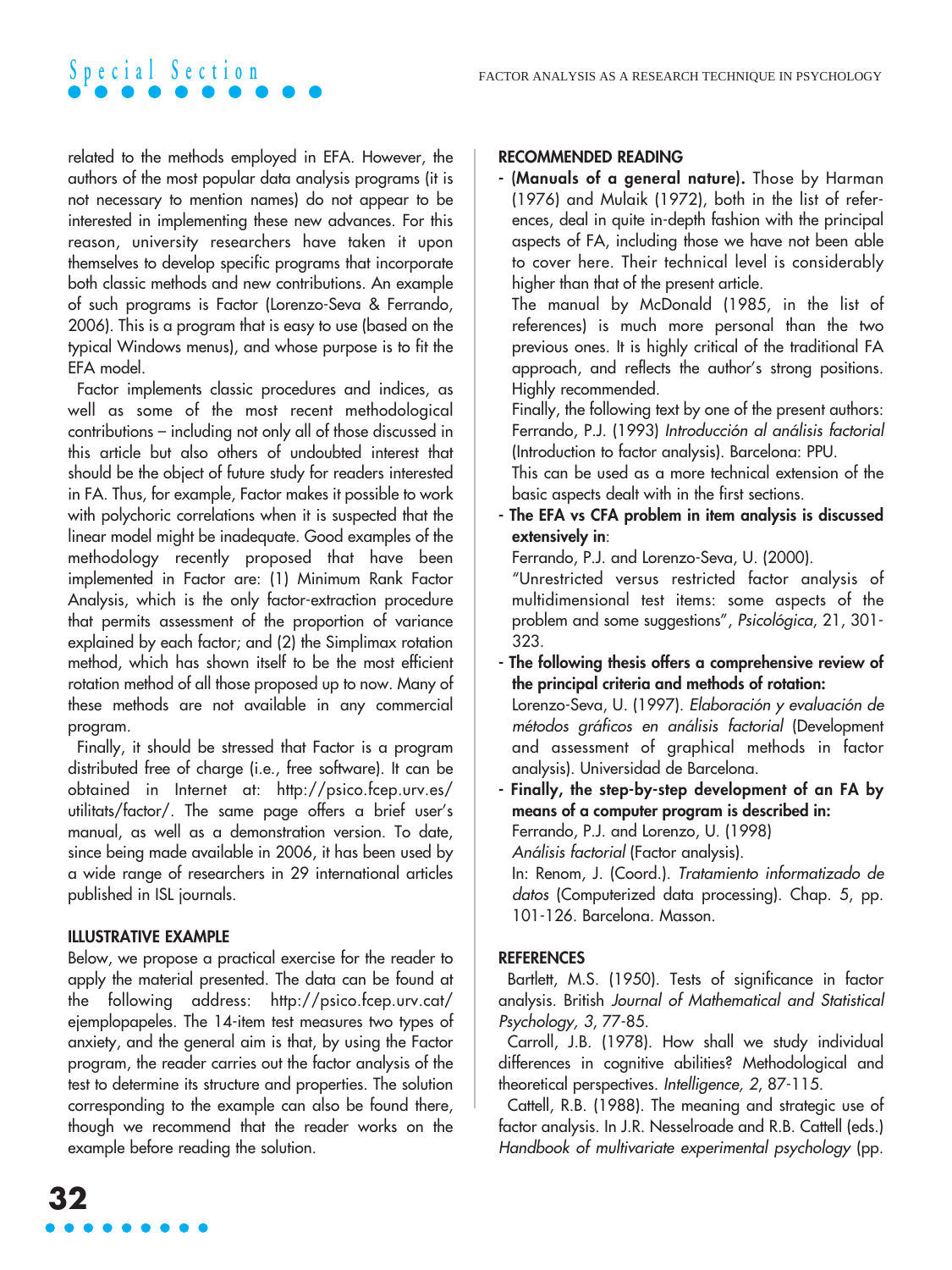related to the methods employed in EFA. However, the authors of the most popular data analysis programs (it is not necessary to mention names) do not appear to be interested in implementing these new advances. For this reason, university researchers have taken it upon themselves to develop specific programs that incorporate both classic methods and new contributions. An example of such programs is Factor (Lorenzo-Seva & Ferrando, 2006). This is a program that is easy to use (based on the typical Windows menus), and whose purpose is to fit the EFA model.

Factor implements classic procedures and indices, as well as some of the most recent methodological contributions – including not only all of those discussed in this article but also others of undoubted interest that should be the object of future study for readers interested in FA. Thus, for example, Factor makes it possible to work with polychoric correlations when it is suspected that the linear model might be inadequate. Good examples of the methodology recently proposed that have been implemented in Factor are: (1) Minimum Rank Factor Analysis, which is the only factor-extraction procedure that permits assessment of the proportion of variance explained by each factor; and (2) the Simplimax rotation method, which has shown itself to be the most efficient rotation method of all those proposed up to now. Many of these methods are not available in any commercial program.

Finally, it should be stressed that Factor is a program distributed free of charge (i.e., free software). It can be obtained in Internet at: http://psico.fcep.urv.es/utilitats/factor/. The same page offers a brief user's manual, as well as a demonstration version. To date, since being made available in 2006, it has been used by a wide range of researchers in 29 international articles published in ISL journals.

## ILLUSTRATIVE EXAMPLE

Below, we propose a practical exercise for the reader to apply the material presented. The data can be found at the following address: http://psico.fcep.urv.cat/ejemplopapeles. The 14-item test measures two types of anxiety, and the general aim is that, by using the Factor program, the reader carries out the factor analysis of the test to determine its structure and properties. The solution corresponding to the example can also be found there, though we recommend that the reader works on the example before reading the solution.

## RECOMMENDED READING

- **(Manuals of a general nature).** Those by Harman (1976) and Mulaik (1972), both in the list of references, deal in quite in-depth fashion with the principal aspects of FA, including those we have not been able to cover here. Their technical level is considerably higher than that of the present article.
  The manual by McDonald (1985, in the list of references) is much more personal than the two previous ones. It is highly critical of the traditional FA approach, and reflects the author's strong positions. Highly recommended.
  Finally, the following text by one of the present authors: Ferrando, P.J. (1993) *Introducción al análisis factorial* (Introduction to factor analysis). Barcelona: PPU.
  This can be used as a more technical extension of the basic aspects dealt with in the first sections.
- **The EFA vs CFA problem in item analysis is discussed extensively in**:
  Ferrando, P.J. and Lorenzo-Seva, U. (2000).
  "Unrestricted versus restricted factor analysis of multidimensional test items: some aspects of the problem and some suggestions", *Psicológica*, 21, 301-323.
- **The following thesis offers a comprehensive review of the principal criteria and methods of rotation:**
  Lorenzo-Seva, U. (1997). *Elaboración y evaluación de métodos gráficos en análisis factorial* (Development and assessment of graphical methods in factor analysis). Universidad de Barcelona.
- **Finally, the step-by-step development of an FA by means of a computer program is described in:**
  Ferrando, P.J. and Lorenzo, U. (1998)
  *Análisis factorial* (Factor analysis).
  In: Renom, J. (Coord.). *Tratamiento informatizado de datos* (Computerized data processing). Chap. 5, pp. 101-126. Barcelona. Masson.

## REFERENCES

Bartlett, M.S. (1950). Tests of significance in factor analysis. British *Journal of Mathematical and Statistical Psychology, 3*, 77-85.

Carroll, J.B. (1978). How shall we study individual differences in cognitive abilities? Methodological and theoretical perspectives. *Intelligence, 2*, 87-115.

Cattell, R.B. (1988). The meaning and strategic use of factor analysis. In J.R. Nesselroade and R.B. Cattell (eds.) *Handbook of multivariate experimental psychology* (pp.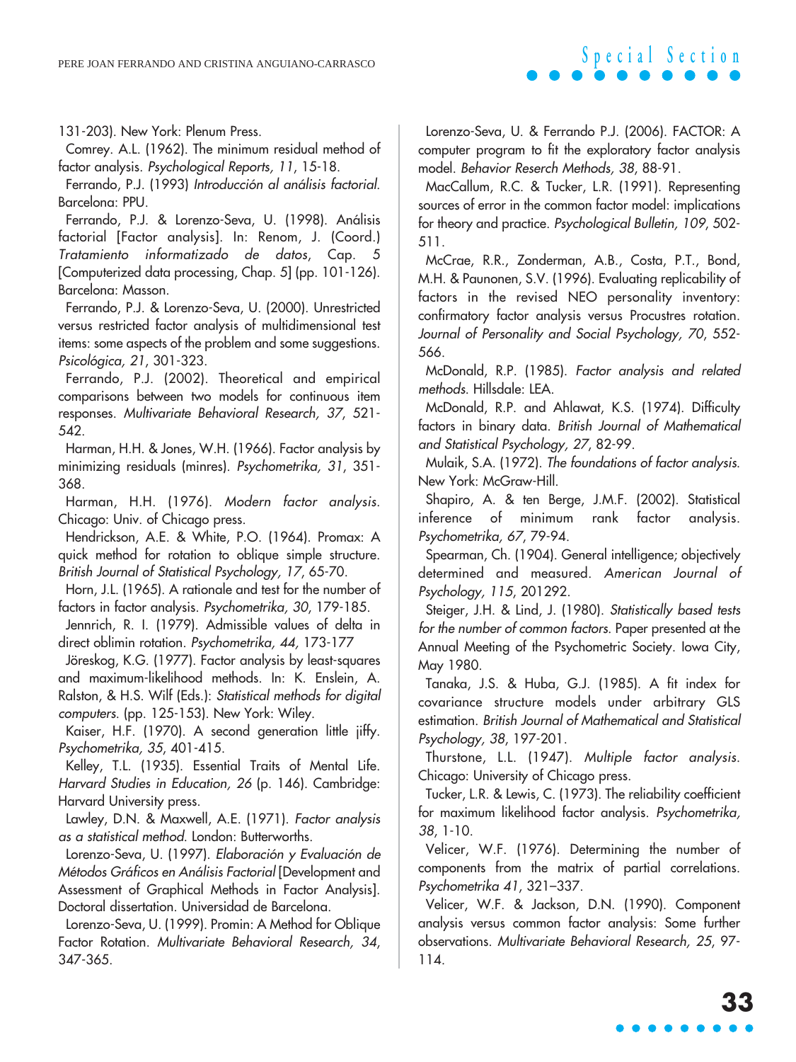131-203). New York: Plenum Press.

Comrey. A.L. (1962). The minimum residual method of factor analysis. *Psychological Reports, 11*, 15-18.

Ferrando, P.J. (1993) *Introducción al análisis factorial.* Barcelona: PPU.

Ferrando, P.J. & Lorenzo-Seva, U. (1998). Análisis factorial [Factor analysis]. In: Renom, J. (Coord.) *Tratamiento informatizado de datos*, Cap. 5 [Computerized data processing, Chap. 5] (pp. 101-126). Barcelona: Masson.

Ferrando, P.J. & Lorenzo-Seva, U. (2000). Unrestricted versus restricted factor analysis of multidimensional test items: some aspects of the problem and some suggestions. *Psicológica, 21*, 301-323.

Ferrando, P.J. (2002). Theoretical and empirical comparisons between two models for continuous item responses. *Multivariate Behavioral Research, 37*, 521-542.

Harman, H.H. & Jones, W.H. (1966). Factor analysis by minimizing residuals (minres). *Psychometrika, 31*, 351-368.

Harman, H.H. (1976). *Modern factor analysis*. Chicago: Univ. of Chicago press.

Hendrickson, A.E. & White, P.O. (1964). Promax: A quick method for rotation to oblique simple structure. *British Journal of Statistical Psychology, 17*, 65-70.

Horn, J.L. (1965). A rationale and test for the number of factors in factor analysis. *Psychometrika, 30*, 179-185.

Jennrich, R. I. (1979). Admissible values of delta in direct oblimin rotation. *Psychometrika, 44*, 173-177

Jöreskog, K.G. (1977). Factor analysis by least-squares and maximum-likelihood methods. In: K. Enslein, A. Ralston, & H.S. Wilf (Eds.): *Statistical methods for digital computers*. (pp. 125-153). New York: Wiley.

Kaiser, H.F. (1970). A second generation little jiffy. *Psychometrika, 35*, 401-415.

Kelley, T.L. (1935). Essential Traits of Mental Life. *Harvard Studies in Education, 26* (p. 146). Cambridge: Harvard University press.

Lawley, D.N. & Maxwell, A.E. (1971). *Factor analysis as a statistical method.* London: Butterworths.

Lorenzo-Seva, U. (1997). *Elaboración y Evaluación de Métodos Gráficos en Análisis Factorial* [Development and Assessment of Graphical Methods in Factor Analysis]. Doctoral dissertation. Universidad de Barcelona.

Lorenzo-Seva, U. (1999). Promin: A Method for Oblique Factor Rotation. *Multivariate Behavioral Research, 34*, 347-365.

Lorenzo-Seva, U. & Ferrando P.J. (2006). FACTOR: A computer program to fit the exploratory factor analysis model. *Behavior Reserch Methods, 38*, 88-91.

MacCallum, R.C. & Tucker, L.R. (1991). Representing sources of error in the common factor model: implications for theory and practice. *Psychological Bulletin, 109*, 502-511.

McCrae, R.R., Zonderman, A.B., Costa, P.T., Bond, M.H. & Paunonen, S.V. (1996). Evaluating replicability of factors in the revised NEO personality inventory: confirmatory factor analysis versus Procustres rotation. *Journal of Personality and Social Psychology, 70*, 552-566.

McDonald, R.P. (1985). *Factor analysis and related methods.* Hillsdale: LEA.

McDonald, R.P. and Ahlawat, K.S. (1974). Difficulty factors in binary data. *British Journal of Mathematical and Statistical Psychology, 27*, 82-99.

Mulaik, S.A. (1972). *The foundations of factor analysis.* New York: McGraw-Hill.

Shapiro, A. & ten Berge, J.M.F. (2002). Statistical inference of minimum rank factor analysis. *Psychometrika, 67*, 79-94.

Spearman, Ch. (1904). General intelligence; objectively determined and measured. *American Journal of Psychology, 115*, 201292.

Steiger, J.H. & Lind, J. (1980). *Statistically based tests for the number of common factors.* Paper presented at the Annual Meeting of the Psychometric Society. Iowa City, May 1980.

Tanaka, J.S. & Huba, G.J. (1985). A fit index for covariance structure models under arbitrary GLS estimation. *British Journal of Mathematical and Statistical Psychology, 38*, 197-201.

Thurstone, L.L. (1947). *Multiple factor analysis.* Chicago: University of Chicago press.

Tucker, L.R. & Lewis, C. (1973). The reliability coefficient for maximum likelihood factor analysis. *Psychometrika, 38*, 1-10.

Velicer, W.F. (1976). Determining the number of components from the matrix of partial correlations. *Psychometrika 41*, 321–337.

Velicer, W.F. & Jackson, D.N. (1990). Component analysis versus common factor analysis: Some further observations. *Multivariate Behavioral Research, 25*, 97-114.